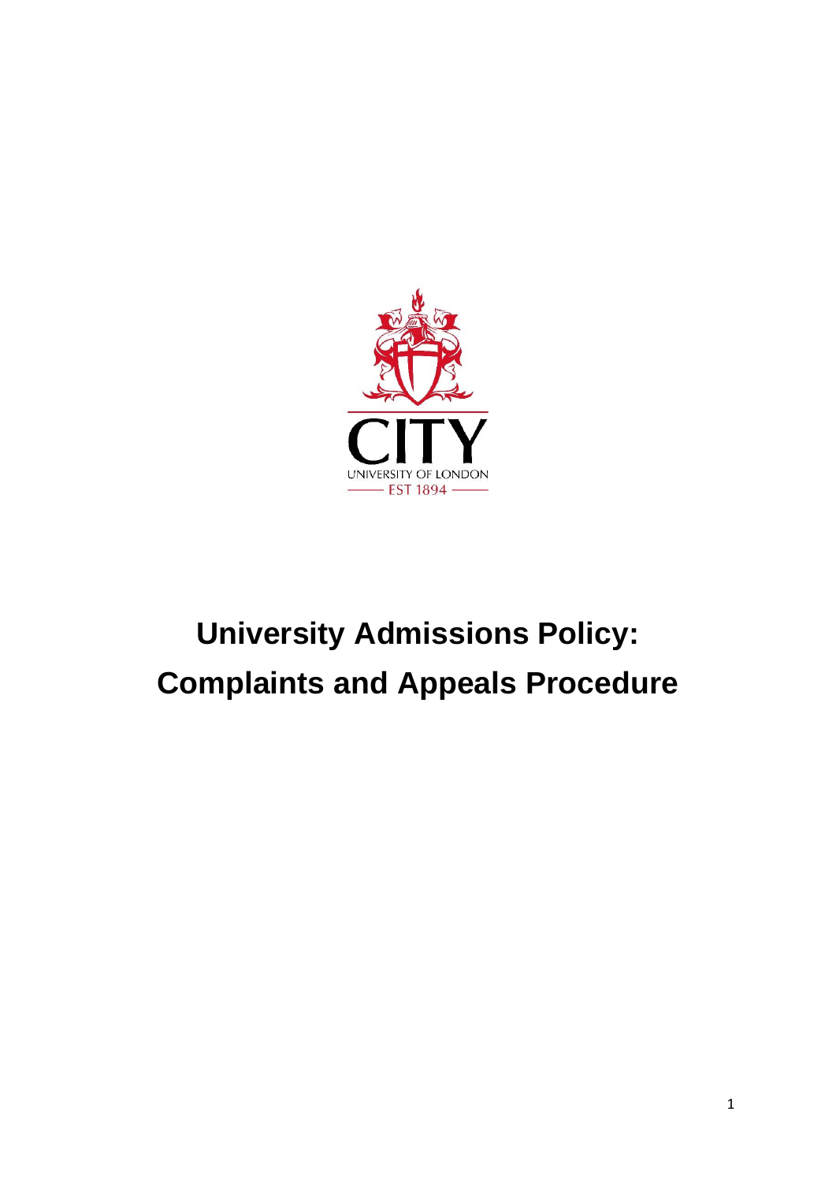CITY

UNIVERSITY OF LONDON

EST 1894

# University Admissions Policy: Complaints and Appeals Procedure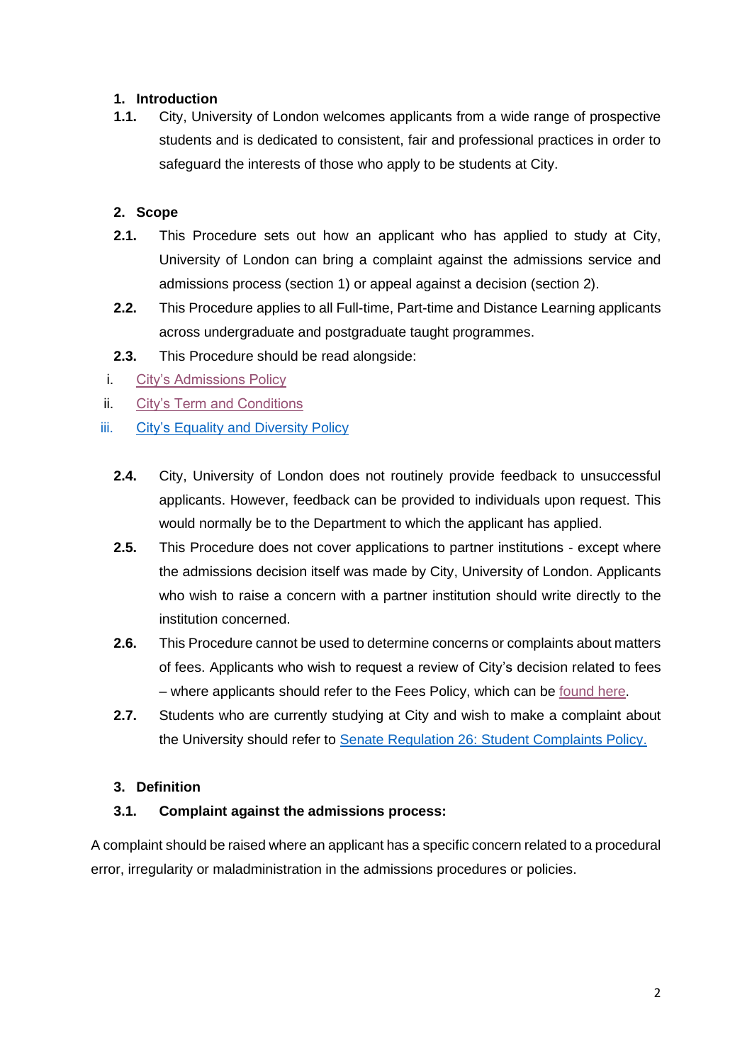## 1. Introduction

**1.1.** City, University of London welcomes applicants from a wide range of prospective students and is dedicated to consistent, fair and professional practices in order to safeguard the interests of those who apply to be students at City.

## 2. Scope

**2.1.** This Procedure sets out how an applicant who has applied to study at City, University of London can bring a complaint against the admissions service and admissions process (section 1) or appeal against a decision (section 2).

**2.2.** This Procedure applies to all Full-time, Part-time and Distance Learning applicants across undergraduate and postgraduate taught programmes.

**2.3.** This Procedure should be read alongside:

i. City's Admissions Policy

ii. City's Term and Conditions

iii. City's Equality and Diversity Policy

**2.4.** City, University of London does not routinely provide feedback to unsuccessful applicants. However, feedback can be provided to individuals upon request. This would normally be to the Department to which the applicant has applied.

**2.5.** This Procedure does not cover applications to partner institutions - except where the admissions decision itself was made by City, University of London. Applicants who wish to raise a concern with a partner institution should write directly to the institution concerned.

**2.6.** This Procedure cannot be used to determine concerns or complaints about matters of fees. Applicants who wish to request a review of City's decision related to fees – where applicants should refer to the Fees Policy, which can be found here.

**2.7.** Students who are currently studying at City and wish to make a complaint about the University should refer to Senate Regulation 26: Student Complaints Policy.

## 3. Definition

**3.1. Complaint against the admissions process:**

A complaint should be raised where an applicant has a specific concern related to a procedural error, irregularity or maladministration in the admissions procedures or policies.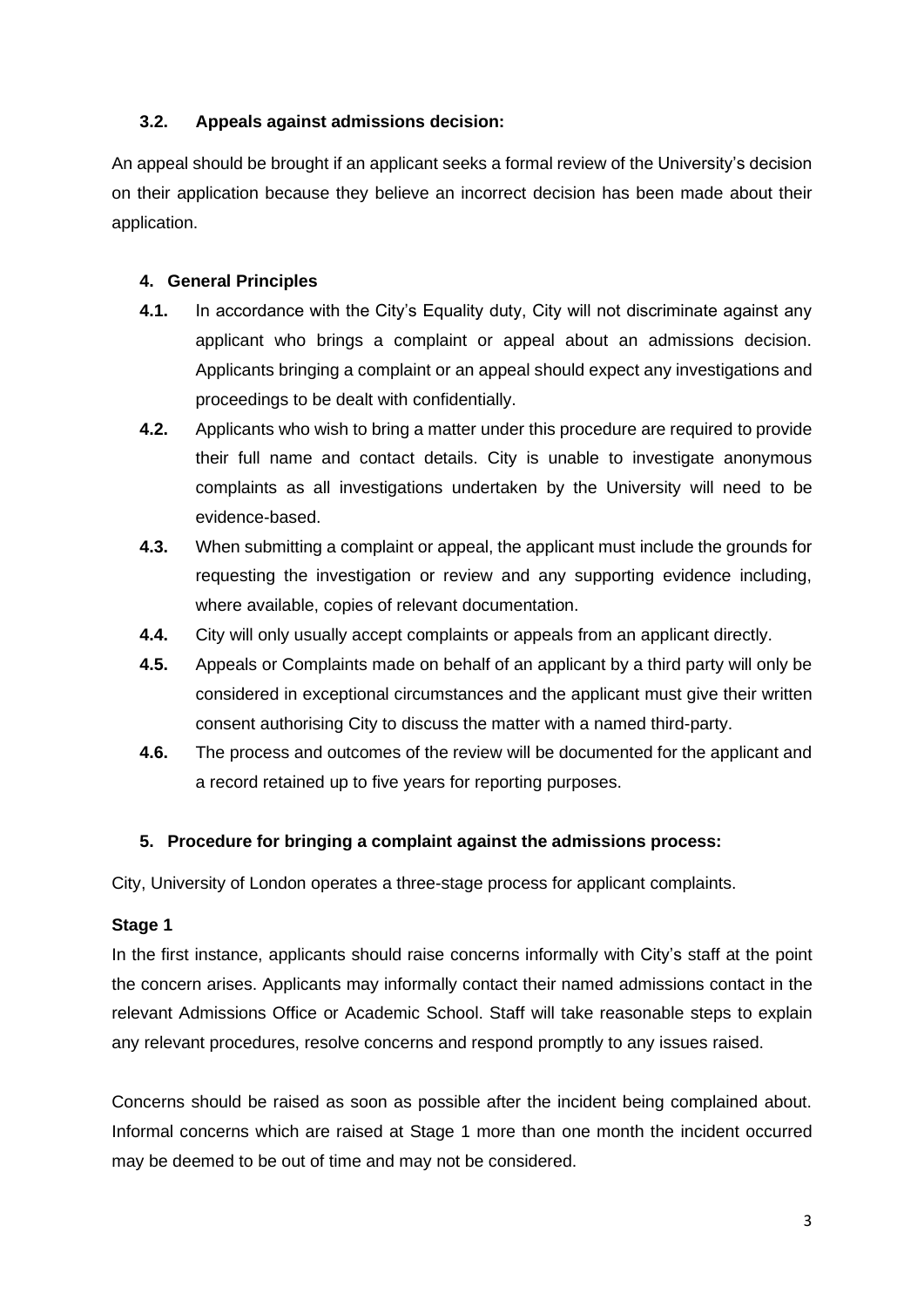### 3.2. Appeals against admissions decision:

An appeal should be brought if an applicant seeks a formal review of the University's decision on their application because they believe an incorrect decision has been made about their application.

## 4. General Principles

**4.1.** In accordance with the City's Equality duty, City will not discriminate against any applicant who brings a complaint or appeal about an admissions decision. Applicants bringing a complaint or an appeal should expect any investigations and proceedings to be dealt with confidentially.

**4.2.** Applicants who wish to bring a matter under this procedure are required to provide their full name and contact details. City is unable to investigate anonymous complaints as all investigations undertaken by the University will need to be evidence-based.

**4.3.** When submitting a complaint or appeal, the applicant must include the grounds for requesting the investigation or review and any supporting evidence including, where available, copies of relevant documentation.

**4.4.** City will only usually accept complaints or appeals from an applicant directly.

**4.5.** Appeals or Complaints made on behalf of an applicant by a third party will only be considered in exceptional circumstances and the applicant must give their written consent authorising City to discuss the matter with a named third-party.

**4.6.** The process and outcomes of the review will be documented for the applicant and a record retained up to five years for reporting purposes.

## 5. Procedure for bringing a complaint against the admissions process:

City, University of London operates a three-stage process for applicant complaints.

### Stage 1

In the first instance, applicants should raise concerns informally with City's staff at the point the concern arises. Applicants may informally contact their named admissions contact in the relevant Admissions Office or Academic School. Staff will take reasonable steps to explain any relevant procedures, resolve concerns and respond promptly to any issues raised.

Concerns should be raised as soon as possible after the incident being complained about. Informal concerns which are raised at Stage 1 more than one month the incident occurred may be deemed to be out of time and may not be considered.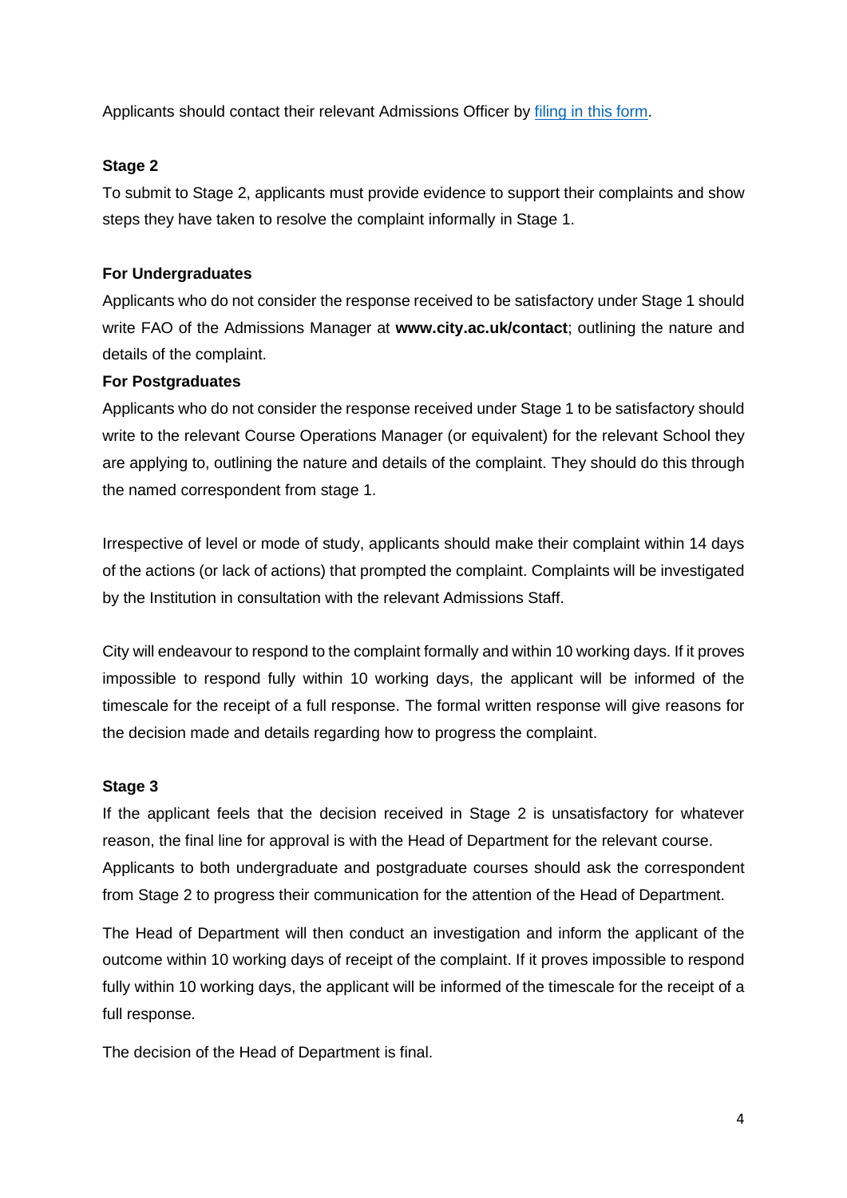Applicants should contact their relevant Admissions Officer by [filing in this form](#).

**Stage 2**

To submit to Stage 2, applicants must provide evidence to support their complaints and show steps they have taken to resolve the complaint informally in Stage 1.

**For Undergraduates**

Applicants who do not consider the response received to be satisfactory under Stage 1 should write FAO of the Admissions Manager at **www.city.ac.uk/contact**; outlining the nature and details of the complaint.

**For Postgraduates**

Applicants who do not consider the response received under Stage 1 to be satisfactory should write to the relevant Course Operations Manager (or equivalent) for the relevant School they are applying to, outlining the nature and details of the complaint. They should do this through the named correspondent from stage 1.

Irrespective of level or mode of study, applicants should make their complaint within 14 days of the actions (or lack of actions) that prompted the complaint. Complaints will be investigated by the Institution in consultation with the relevant Admissions Staff.

City will endeavour to respond to the complaint formally and within 10 working days. If it proves impossible to respond fully within 10 working days, the applicant will be informed of the timescale for the receipt of a full response. The formal written response will give reasons for the decision made and details regarding how to progress the complaint.

**Stage 3**

If the applicant feels that the decision received in Stage 2 is unsatisfactory for whatever reason, the final line for approval is with the Head of Department for the relevant course. Applicants to both undergraduate and postgraduate courses should ask the correspondent from Stage 2 to progress their communication for the attention of the Head of Department.

The Head of Department will then conduct an investigation and inform the applicant of the outcome within 10 working days of receipt of the complaint. If it proves impossible to respond fully within 10 working days, the applicant will be informed of the timescale for the receipt of a full response.

The decision of the Head of Department is final.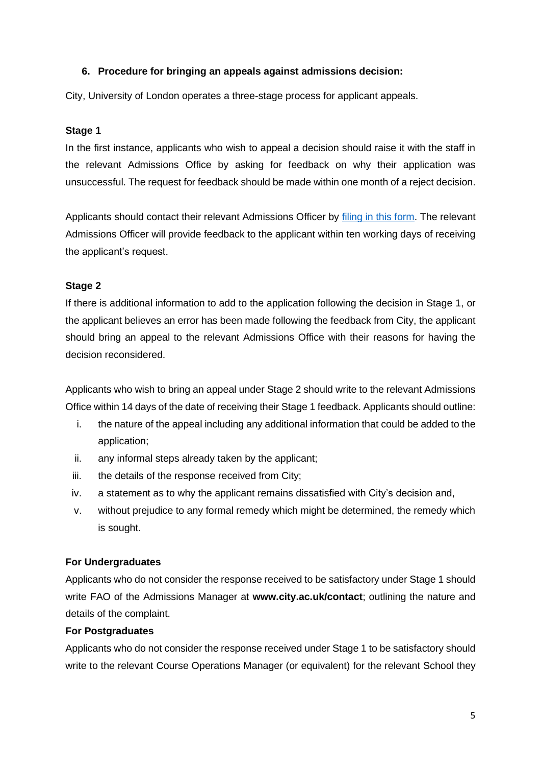## 6. Procedure for bringing an appeals against admissions decision:

City, University of London operates a three-stage process for applicant appeals.

**Stage 1**

In the first instance, applicants who wish to appeal a decision should raise it with the staff in the relevant Admissions Office by asking for feedback on why their application was unsuccessful. The request for feedback should be made within one month of a reject decision.

Applicants should contact their relevant Admissions Officer by [filing in this form](). The relevant Admissions Officer will provide feedback to the applicant within ten working days of receiving the applicant's request.

**Stage 2**

If there is additional information to add to the application following the decision in Stage 1, or the applicant believes an error has been made following the feedback from City, the applicant should bring an appeal to the relevant Admissions Office with their reasons for having the decision reconsidered.

Applicants who wish to bring an appeal under Stage 2 should write to the relevant Admissions Office within 14 days of the date of receiving their Stage 1 feedback. Applicants should outline:

i. the nature of the appeal including any additional information that could be added to the application;
ii. any informal steps already taken by the applicant;
iii. the details of the response received from City;
iv. a statement as to why the applicant remains dissatisfied with City's decision and,
v. without prejudice to any formal remedy which might be determined, the remedy which is sought.

**For Undergraduates**

Applicants who do not consider the response received to be satisfactory under Stage 1 should write FAO of the Admissions Manager at **www.city.ac.uk/contact**; outlining the nature and details of the complaint.

**For Postgraduates**

Applicants who do not consider the response received under Stage 1 to be satisfactory should write to the relevant Course Operations Manager (or equivalent) for the relevant School they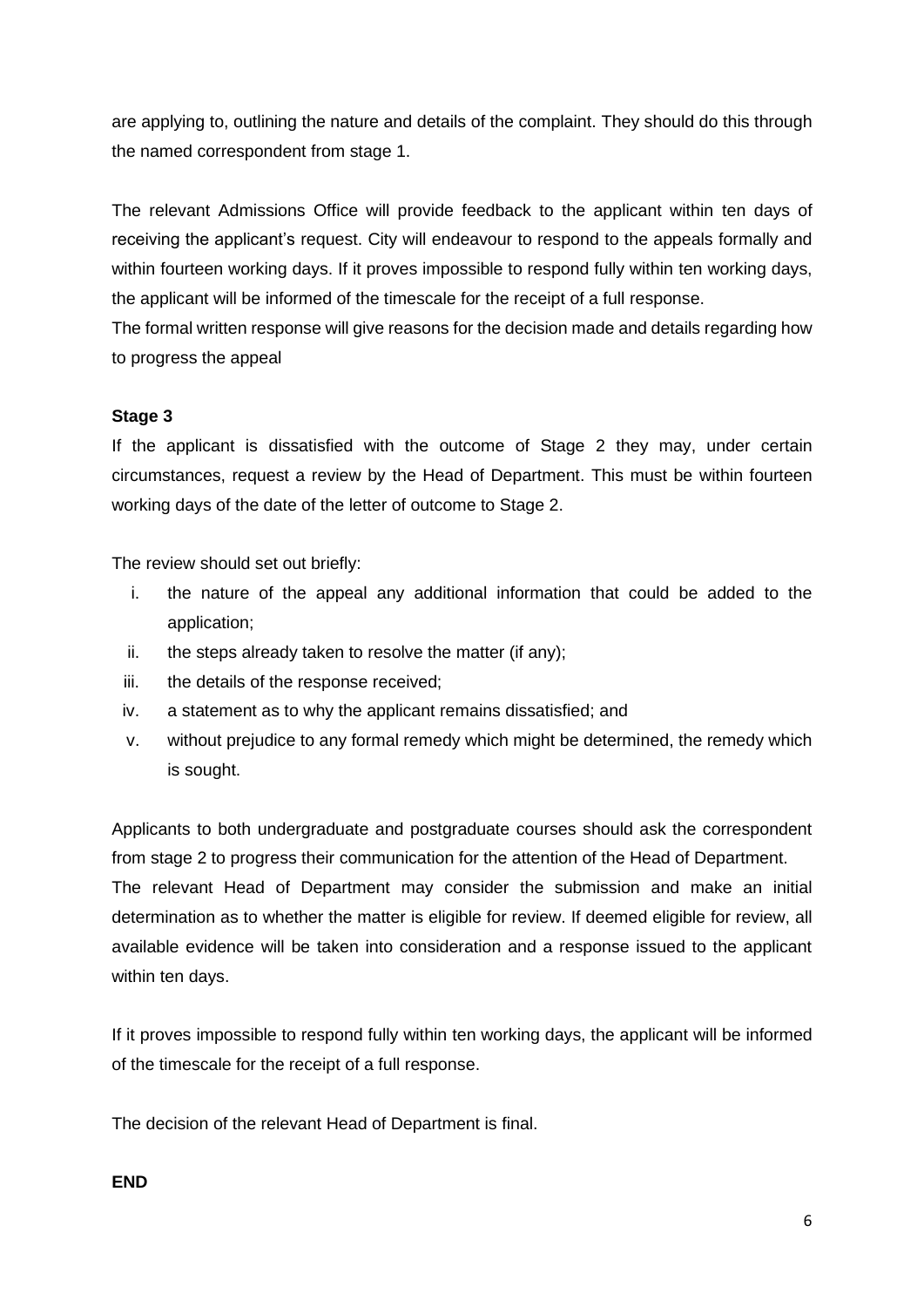are applying to, outlining the nature and details of the complaint. They should do this through the named correspondent from stage 1.

The relevant Admissions Office will provide feedback to the applicant within ten days of receiving the applicant's request. City will endeavour to respond to the appeals formally and within fourteen working days. If it proves impossible to respond fully within ten working days, the applicant will be informed of the timescale for the receipt of a full response.

The formal written response will give reasons for the decision made and details regarding how to progress the appeal

**Stage 3**

If the applicant is dissatisfied with the outcome of Stage 2 they may, under certain circumstances, request a review by the Head of Department. This must be within fourteen working days of the date of the letter of outcome to Stage 2.

The review should set out briefly:

i. the nature of the appeal any additional information that could be added to the application;
ii. the steps already taken to resolve the matter (if any);
iii. the details of the response received;
iv. a statement as to why the applicant remains dissatisfied; and
v. without prejudice to any formal remedy which might be determined, the remedy which is sought.

Applicants to both undergraduate and postgraduate courses should ask the correspondent from stage 2 to progress their communication for the attention of the Head of Department.

The relevant Head of Department may consider the submission and make an initial determination as to whether the matter is eligible for review. If deemed eligible for review, all available evidence will be taken into consideration and a response issued to the applicant within ten days.

If it proves impossible to respond fully within ten working days, the applicant will be informed of the timescale for the receipt of a full response.

The decision of the relevant Head of Department is final.

**END**